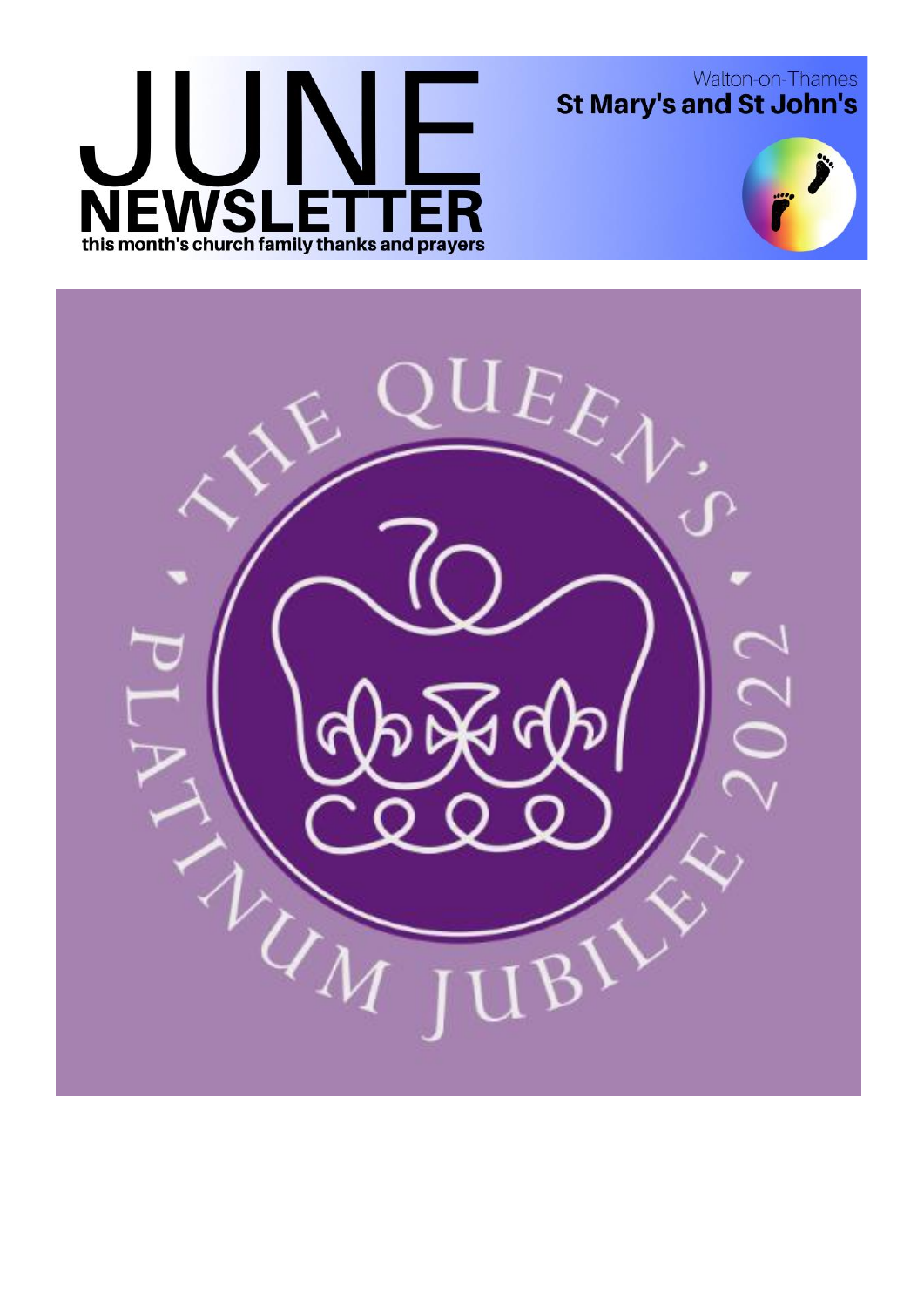# JUNE NEWSLETTER

this month's church family thanks and prayers

Walton-on-Thames

**St Mary's and St John's**

THE QUEEN'S PLATINUM JUBILEE 2022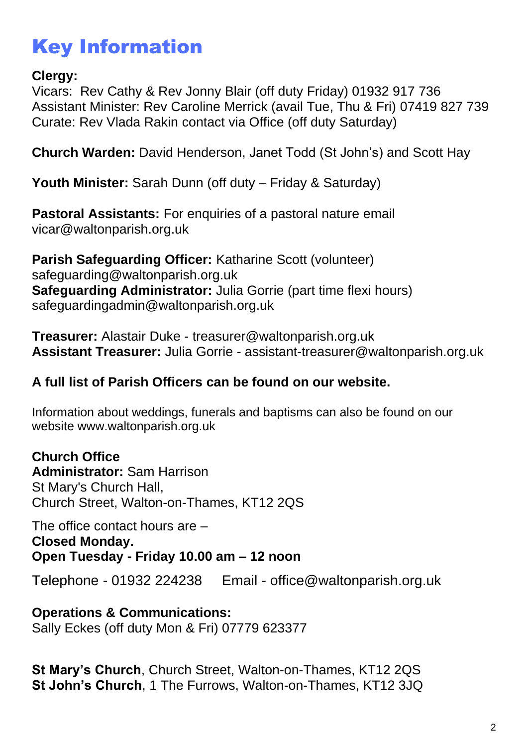# Key Information

**Clergy:**
Vicars: Rev Cathy & Rev Jonny Blair (off duty Friday) 01932 917 736
Assistant Minister: Rev Caroline Merrick (avail Tue, Thu & Fri) 07419 827 739
Curate: Rev Vlada Rakin contact via Office (off duty Saturday)

**Church Warden:** David Henderson, Janet Todd (St John's) and Scott Hay

**Youth Minister:** Sarah Dunn (off duty – Friday & Saturday)

**Pastoral Assistants:** For enquiries of a pastoral nature email vicar@waltonparish.org.uk

**Parish Safeguarding Officer:** Katharine Scott (volunteer)
safeguarding@waltonparish.org.uk
**Safeguarding Administrator:** Julia Gorrie (part time flexi hours)
safeguardingadmin@waltonparish.org.uk

**Treasurer:** Alastair Duke - treasurer@waltonparish.org.uk
**Assistant Treasurer:** Julia Gorrie - assistant-treasurer@waltonparish.org.uk

**A full list of Parish Officers can be found on our website.**

Information about weddings, funerals and baptisms can also be found on our website www.waltonparish.org.uk

**Church Office**
**Administrator:** Sam Harrison
St Mary's Church Hall,
Church Street, Walton-on-Thames, KT12 2QS

The office contact hours are –
**Closed Monday.**
**Open Tuesday - Friday 10.00 am – 12 noon**

Telephone - 01932 224238 Email - office@waltonparish.org.uk

**Operations & Communications:**
Sally Eckes (off duty Mon & Fri) 07779 623377

**St Mary's Church**, Church Street, Walton-on-Thames, KT12 2QS
**St John's Church**, 1 The Furrows, Walton-on-Thames, KT12 3JQ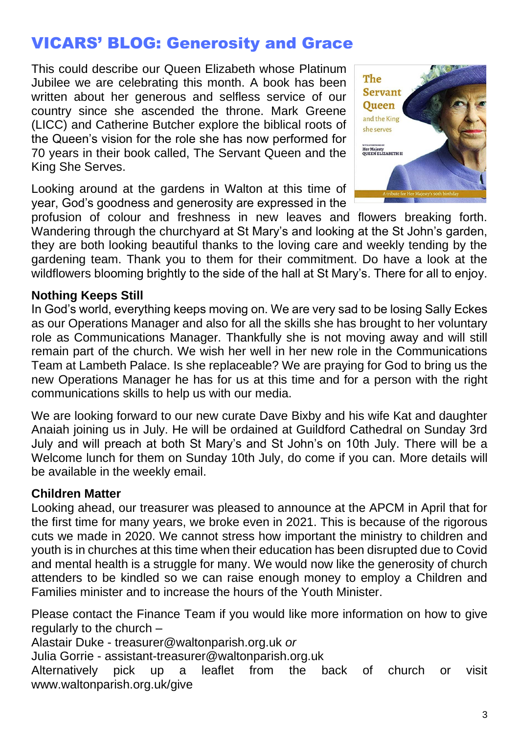## VICARS' BLOG: Generosity and Grace

This could describe our Queen Elizabeth whose Platinum Jubilee we are celebrating this month. A book has been written about her generous and selfless service of our country since she ascended the throne. Mark Greene (LICC) and Catherine Butcher explore the biblical roots of the Queen's vision for the role she has now performed for 70 years in their book called, The Servant Queen and the King She Serves.

Looking around at the gardens in Walton at this time of year, God's goodness and generosity are expressed in the profusion of colour and freshness in new leaves and flowers breaking forth. Wandering through the churchyard at St Mary's and looking at the St John's garden, they are both looking beautiful thanks to the loving care and weekly tending by the gardening team. Thank you to them for their commitment. Do have a look at the wildflowers blooming brightly to the side of the hall at St Mary's. There for all to enjoy.

**Nothing Keeps Still**

In God's world, everything keeps moving on. We are very sad to be losing Sally Eckes as our Operations Manager and also for all the skills she has brought to her voluntary role as Communications Manager. Thankfully she is not moving away and will still remain part of the church. We wish her well in her new role in the Communications Team at Lambeth Palace. Is she replaceable? We are praying for God to bring us the new Operations Manager he has for us at this time and for a person with the right communications skills to help us with our media.

We are looking forward to our new curate Dave Bixby and his wife Kat and daughter Anaiah joining us in July. He will be ordained at Guildford Cathedral on Sunday 3rd July and will preach at both St Mary's and St John's on 10th July. There will be a Welcome lunch for them on Sunday 10th July, do come if you can. More details will be available in the weekly email.

**Children Matter**

Looking ahead, our treasurer was pleased to announce at the APCM in April that for the first time for many years, we broke even in 2021. This is because of the rigorous cuts we made in 2020. We cannot stress how important the ministry to children and youth is in churches at this time when their education has been disrupted due to Covid and mental health is a struggle for many. We would now like the generosity of church attenders to be kindled so we can raise enough money to employ a Children and Families minister and to increase the hours of the Youth Minister.

Please contact the Finance Team if you would like more information on how to give regularly to the church –

Alastair Duke - treasurer@waltonparish.org.uk *or*

Julia Gorrie - assistant-treasurer@waltonparish.org.uk

Alternatively pick up a leaflet from the back of church or visit www.waltonparish.org.uk/give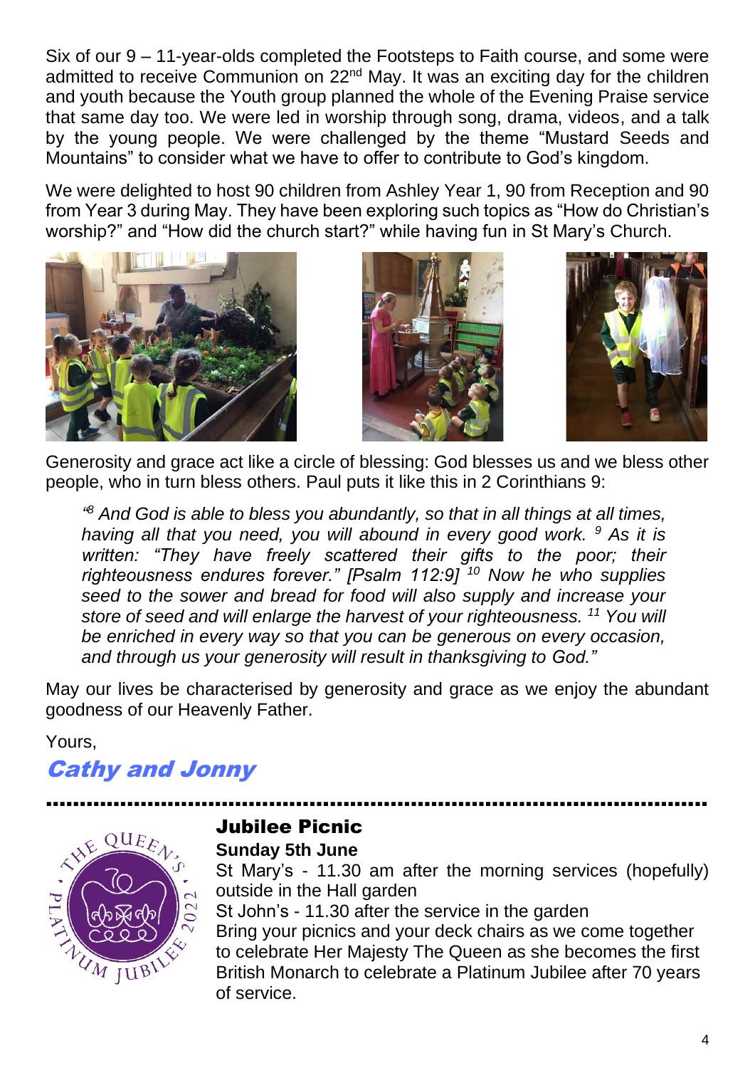Six of our 9 – 11-year-olds completed the Footsteps to Faith course, and some were admitted to receive Communion on 22nd May. It was an exciting day for the children and youth because the Youth group planned the whole of the Evening Praise service that same day too. We were led in worship through song, drama, videos, and a talk by the young people. We were challenged by the theme “Mustard Seeds and Mountains” to consider what we have to offer to contribute to God’s kingdom.

We were delighted to host 90 children from Ashley Year 1, 90 from Reception and 90 from Year 3 during May. They have been exploring such topics as “How do Christian’s worship?” and “How did the church start?” while having fun in St Mary’s Church.

Generosity and grace act like a circle of blessing: God blesses us and we bless other people, who in turn bless others. Paul puts it like this in 2 Corinthians 9:

> *“8 And God is able to bless you abundantly, so that in all things at all times, having all that you need, you will abound in every good work. 9 As it is written: “They have freely scattered their gifts to the poor; their righteousness endures forever.” [Psalm 112:9] 10 Now he who supplies seed to the sower and bread for food will also supply and increase your store of seed and will enlarge the harvest of your righteousness. 11 You will be enriched in every way so that you can be generous on every occasion, and through us your generosity will result in thanksgiving to God.”*

May our lives be characterised by generosity and grace as we enjoy the abundant goodness of our Heavenly Father.

Yours,

***Cathy and Jonny***

---

## Jubilee Picnic

**Sunday 5th June**

St Mary’s - 11.30 am after the morning services (hopefully) outside in the Hall garden

St John’s - 11.30 after the service in the garden

Bring your picnics and your deck chairs as we come together to celebrate Her Majesty The Queen as she becomes the first British Monarch to celebrate a Platinum Jubilee after 70 years of service.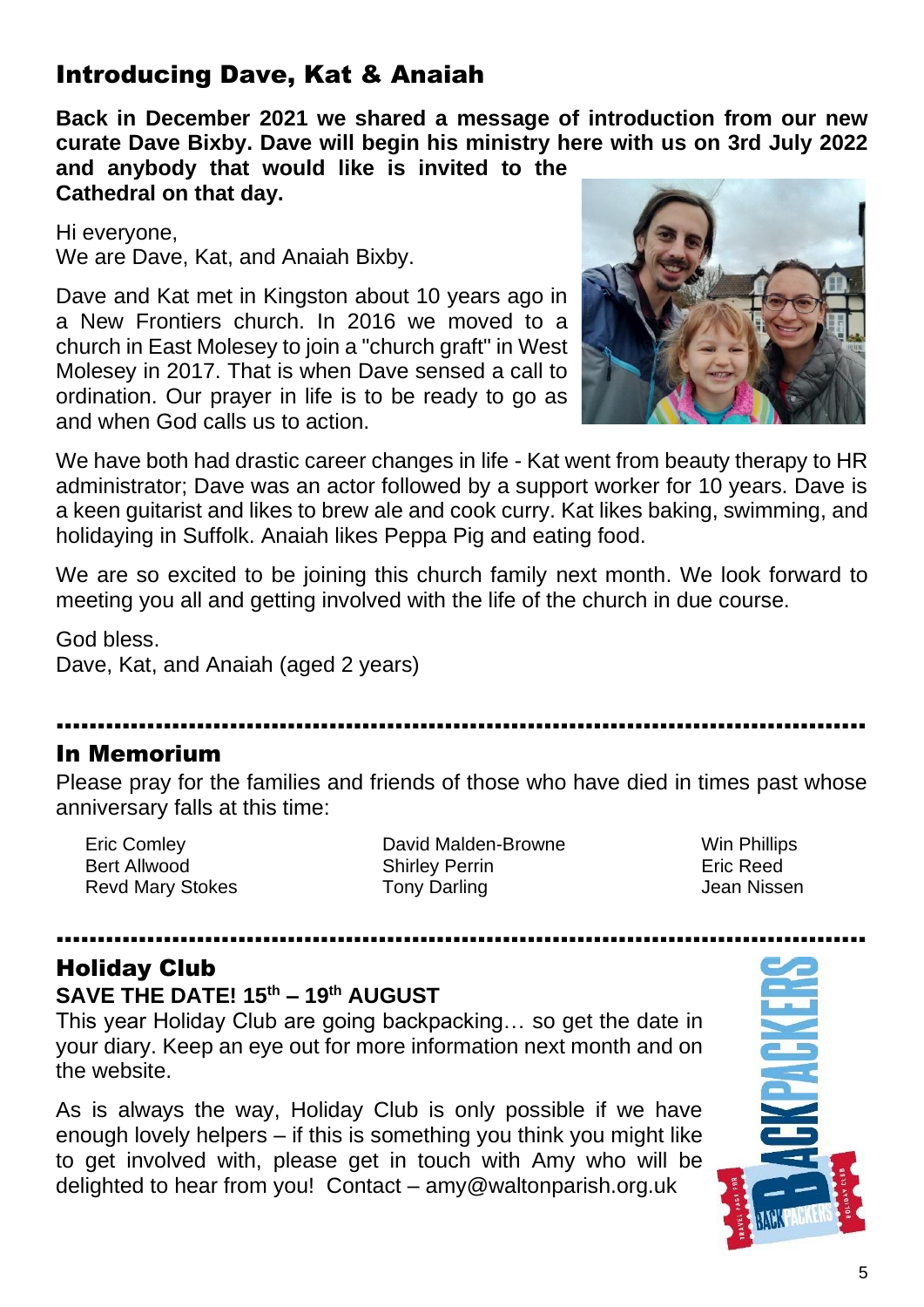## Introducing Dave, Kat & Anaiah

**Back in December 2021 we shared a message of introduction from our new curate Dave Bixby. Dave will begin his ministry here with us on 3rd July 2022 and anybody that would like is invited to the Cathedral on that day.**

Hi everyone,
We are Dave, Kat, and Anaiah Bixby.

Dave and Kat met in Kingston about 10 years ago in a New Frontiers church. In 2016 we moved to a church in East Molesey to join a "church graft" in West Molesey in 2017. That is when Dave sensed a call to ordination. Our prayer in life is to be ready to go as and when God calls us to action.

We have both had drastic career changes in life - Kat went from beauty therapy to HR administrator; Dave was an actor followed by a support worker for 10 years. Dave is a keen guitarist and likes to brew ale and cook curry. Kat likes baking, swimming, and holidaying in Suffolk. Anaiah likes Peppa Pig and eating food.

We are so excited to be joining this church family next month. We look forward to meeting you all and getting involved with the life of the church in due course.

God bless.
Dave, Kat, and Anaiah (aged 2 years)

## In Memorium

Please pray for the families and friends of those who have died in times past whose anniversary falls at this time:

Eric Comley
Bert Allwood
Revd Mary Stokes
David Malden-Browne
Shirley Perrin
Tony Darling
Win Phillips
Eric Reed
Jean Nissen

## Holiday Club

**SAVE THE DATE! 15th – 19th AUGUST**

This year Holiday Club are going backpacking… so get the date in your diary. Keep an eye out for more information next month and on the website.

As is always the way, Holiday Club is only possible if we have enough lovely helpers – if this is something you think you might like to get involved with, please get in touch with Amy who will be delighted to hear from you! Contact – amy@waltonparish.org.uk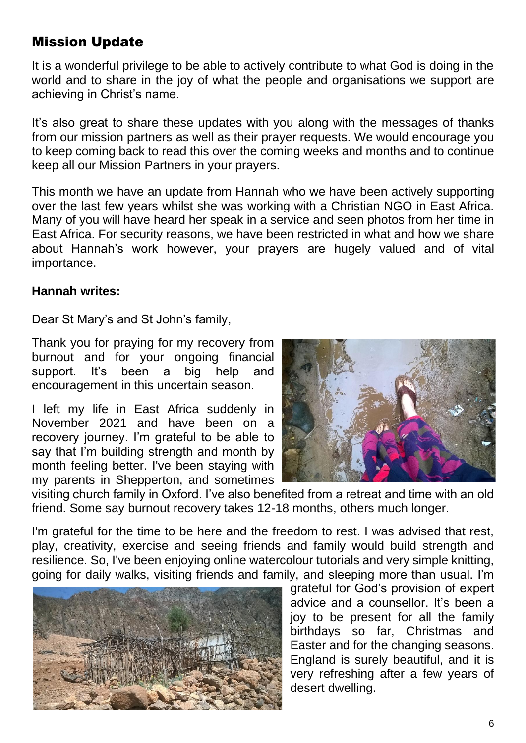## Mission Update

It is a wonderful privilege to be able to actively contribute to what God is doing in the world and to share in the joy of what the people and organisations we support are achieving in Christ's name.

It's also great to share these updates with you along with the messages of thanks from our mission partners as well as their prayer requests. We would encourage you to keep coming back to read this over the coming weeks and months and to continue keep all our Mission Partners in your prayers.

This month we have an update from Hannah who we have been actively supporting over the last few years whilst she was working with a Christian NGO in East Africa. Many of you will have heard her speak in a service and seen photos from her time in East Africa. For security reasons, we have been restricted in what and how we share about Hannah's work however, your prayers are hugely valued and of vital importance.

**Hannah writes:**

Dear St Mary's and St John's family,

Thank you for praying for my recovery from burnout and for your ongoing financial support. It's been a big help and encouragement in this uncertain season.

I left my life in East Africa suddenly in November 2021 and have been on a recovery journey. I'm grateful to be able to say that I'm building strength and month by month feeling better. I've been staying with my parents in Shepperton, and sometimes visiting church family in Oxford. I've also benefited from a retreat and time with an old friend. Some say burnout recovery takes 12-18 months, others much longer.

I'm grateful for the time to be here and the freedom to rest. I was advised that rest, play, creativity, exercise and seeing friends and family would build strength and resilience. So, I've been enjoying online watercolour tutorials and very simple knitting, going for daily walks, visiting friends and family, and sleeping more than usual. I'm grateful for God's provision of expert advice and a counsellor. It's been a joy to be present for all the family birthdays so far, Christmas and Easter and for the changing seasons. England is surely beautiful, and it is very refreshing after a few years of desert dwelling.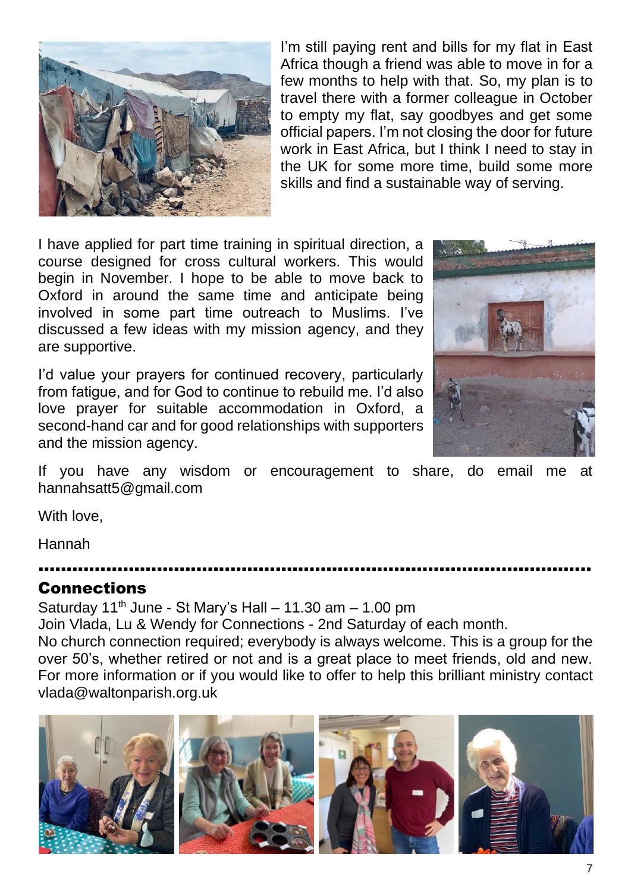I'm still paying rent and bills for my flat in East Africa though a friend was able to move in for a few months to help with that. So, my plan is to travel there with a former colleague in October to empty my flat, say goodbyes and get some official papers. I'm not closing the door for future work in East Africa, but I think I need to stay in the UK for some more time, build some more skills and find a sustainable way of serving.

I have applied for part time training in spiritual direction, a course designed for cross cultural workers. This would begin in November. I hope to be able to move back to Oxford in around the same time and anticipate being involved in some part time outreach to Muslims. I've discussed a few ideas with my mission agency, and they are supportive.

I'd value your prayers for continued recovery, particularly from fatigue, and for God to continue to rebuild me. I'd also love prayer for suitable accommodation in Oxford, a second-hand car and for good relationships with supporters and the mission agency.

If you have any wisdom or encouragement to share, do email me at hannahsatt5@gmail.com

With love,

Hannah

## Connections

Saturday 11th June - St Mary's Hall – 11.30 am – 1.00 pm

Join Vlada, Lu & Wendy for Connections - 2nd Saturday of each month.

No church connection required; everybody is always welcome. This is a group for the over 50's, whether retired or not and is a great place to meet friends, old and new. For more information or if you would like to offer to help this brilliant ministry contact vlada@waltonparish.org.uk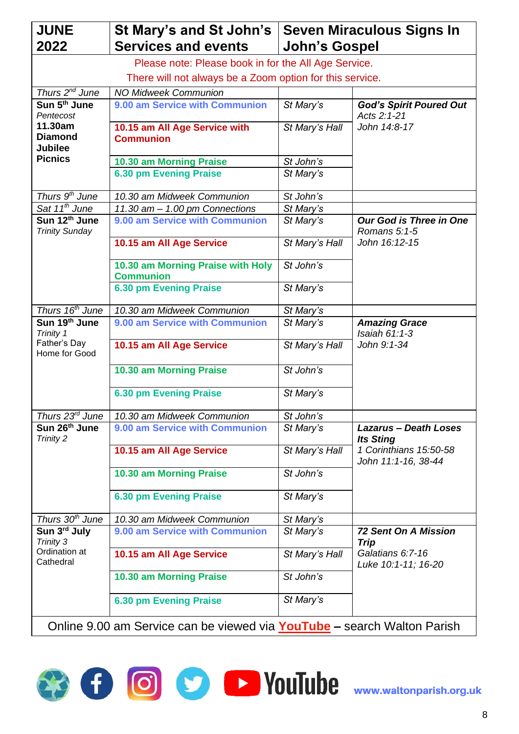| JUNE 2022 | St Mary's and St John's Services and events | | Seven Miraculous Signs In John's Gospel |
|---|---|---|---|
| Please note: Please book in for the All Age Service. There will not always be a Zoom option for this service. | | | |
| *Thurs 2nd June* | *NO Midweek Communion* | | |
| **Sun 5th June** *Pentecost* **11.30am Diamond Jubilee Picnics** | **9.00 am Service with Communion** | *St Mary's* | ***God's Spirit Poured Out*** *Acts 2:1-21* *John 14:8-17* |
| | **10.15 am All Age Service with Communion** | *St Mary's Hall* | |
| | **10.30 am Morning Praise** | *St John's* | |
| | **6.30 pm Evening Praise** | *St Mary's* | |
| *Thurs 9th June* | *10.30 am Midweek Communion* | *St John's* | |
| *Sat 11th June* | *11.30 am – 1.00 pm Connections* | *St Mary's* | |
| **Sun 12th June** *Trinity Sunday* | **9.00 am Service with Communion** | *St Mary's* | ***Our God is Three in One*** *Romans 5:1-5* *John 16:12-15* |
| | **10.15 am All Age Service** | *St Mary's Hall* | |
| | **10.30 am Morning Praise with Holy Communion** | *St John's* | |
| | **6.30 pm Evening Praise** | *St Mary's* | |
| *Thurs 16th June* | *10.30 am Midweek Communion* | *St Mary's* | |
| **Sun 19th June** *Trinity 1* Father's Day Home for Good | **9.00 am Service with Communion** | *St Mary's* | ***Amazing Grace*** *Isaiah 61:1-3* *John 9:1-34* |
| | **10.15 am All Age Service** | *St Mary's Hall* | |
| | **10.30 am Morning Praise** | *St John's* | |
| | **6.30 pm Evening Praise** | *St Mary's* | |
| *Thurs 23rd June* | *10.30 am Midweek Communion* | *St John's* | |
| **Sun 26th June** *Trinity 2* | **9.00 am Service with Communion** | *St Mary's* | ***Lazarus – Death Loses Its Sting*** *1 Corinthians 15:50-58* *John 11:1-16, 38-44* |
| | **10.15 am All Age Service** | *St Mary's Hall* | |
| | **10.30 am Morning Praise** | *St John's* | |
| | **6.30 pm Evening Praise** | *St Mary's* | |
| *Thurs 30th June* | *10.30 am Midweek Communion* | *St Mary's* | |
| **Sun 3rd July** *Trinity 3* Ordination at Cathedral | **9.00 am Service with Communion** | *St Mary's* | ***72 Sent On A Mission Trip*** *Galatians 6:7-16* *Luke 10:1-11; 16-20* |
| | **10.15 am All Age Service** | *St Mary's Hall* | |
| | **10.30 am Morning Praise** | *St John's* | |
| | **6.30 pm Evening Praise** | *St Mary's* | |
| Online 9.00 am Service can be viewed via **YouTube** – search Walton Parish | | | |

YouTube www.waltonparish.org.uk